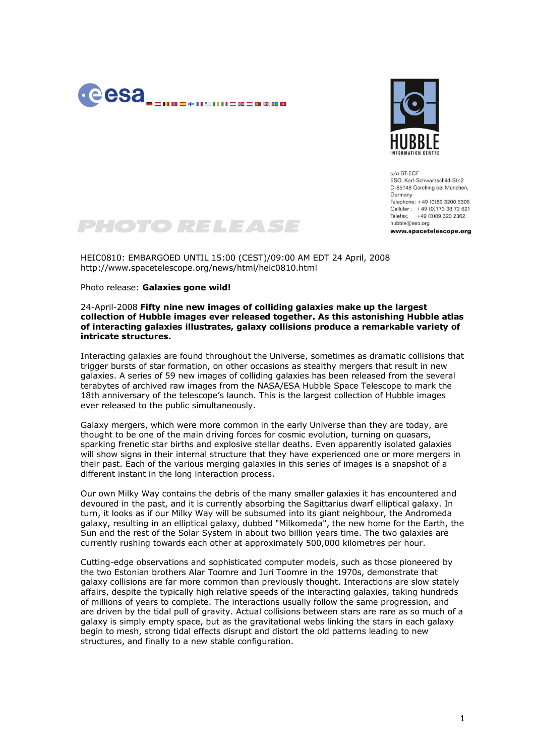esa

HUBBLE INFORMATION CENTRE

c/o ST-ECF
ESO, Karl-Schwarzschild-Str.2
D-85748 Garching bei München,
Germany
Telephone: +49 (0)89 3200 6306
Cellular : +49 (0)173 38 72 621
Telefax: +49 (0)89 320 2362
hubble@eso.org
**www.spacetelescope.org**

# PHOTO RELEASE

HEIC0810: EMBARGOED UNTIL 15:00 (CEST)/09:00 AM EDT 24 April, 2008
http://www.spacetelescope.org/news/html/heic0810.html

Photo release: **Galaxies gone wild!**

24-April-2008 **Fifty nine new images of colliding galaxies make up the largest collection of Hubble images ever released together. As this astonishing Hubble atlas of interacting galaxies illustrates, galaxy collisions produce a remarkable variety of intricate structures.**

Interacting galaxies are found throughout the Universe, sometimes as dramatic collisions that trigger bursts of star formation, on other occasions as stealthy mergers that result in new galaxies. A series of 59 new images of colliding galaxies has been released from the several terabytes of archived raw images from the NASA/ESA Hubble Space Telescope to mark the 18th anniversary of the telescope's launch. This is the largest collection of Hubble images ever released to the public simultaneously.

Galaxy mergers, which were more common in the early Universe than they are today, are thought to be one of the main driving forces for cosmic evolution, turning on quasars, sparking frenetic star births and explosive stellar deaths. Even apparently isolated galaxies will show signs in their internal structure that they have experienced one or more mergers in their past. Each of the various merging galaxies in this series of images is a snapshot of a different instant in the long interaction process.

Our own Milky Way contains the debris of the many smaller galaxies it has encountered and devoured in the past, and it is currently absorbing the Sagittarius dwarf elliptical galaxy. In turn, it looks as if our Milky Way will be subsumed into its giant neighbour, the Andromeda galaxy, resulting in an elliptical galaxy, dubbed "Milkomeda", the new home for the Earth, the Sun and the rest of the Solar System in about two billion years time. The two galaxies are currently rushing towards each other at approximately 500,000 kilometres per hour.

Cutting-edge observations and sophisticated computer models, such as those pioneered by the two Estonian brothers Alar Toomre and Juri Toomre in the 1970s, demonstrate that galaxy collisions are far more common than previously thought. Interactions are slow stately affairs, despite the typically high relative speeds of the interacting galaxies, taking hundreds of millions of years to complete. The interactions usually follow the same progression, and are driven by the tidal pull of gravity. Actual collisions between stars are rare as so much of a galaxy is simply empty space, but as the gravitational webs linking the stars in each galaxy begin to mesh, strong tidal effects disrupt and distort the old patterns leading to new structures, and finally to a new stable configuration.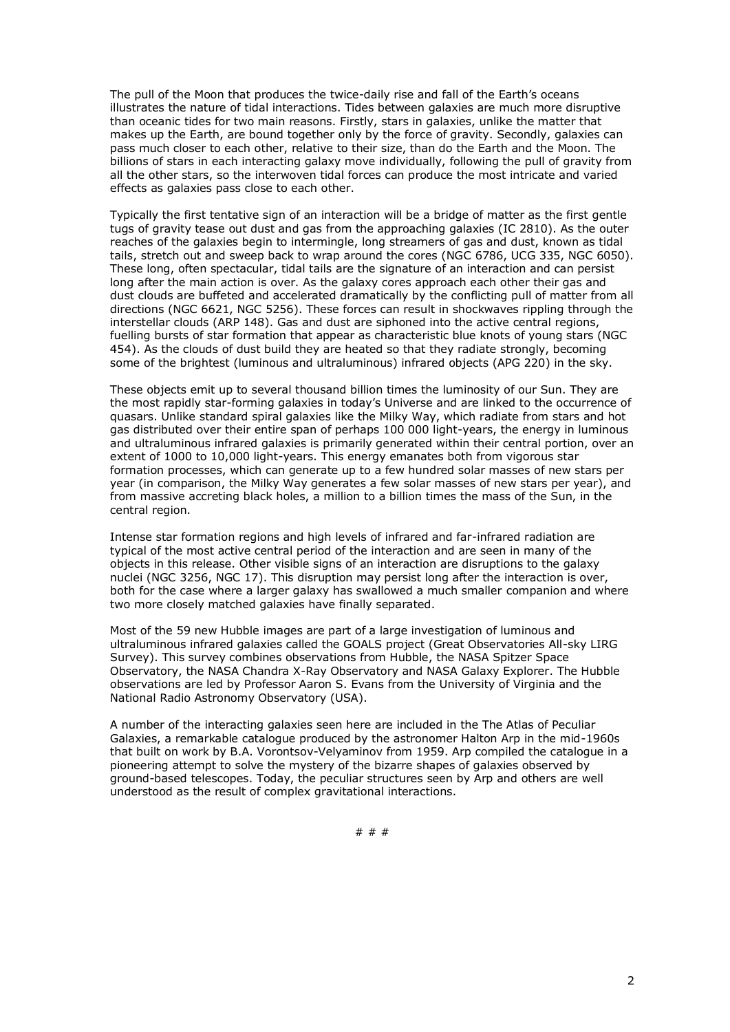The pull of the Moon that produces the twice-daily rise and fall of the Earth's oceans illustrates the nature of tidal interactions. Tides between galaxies are much more disruptive than oceanic tides for two main reasons. Firstly, stars in galaxies, unlike the matter that makes up the Earth, are bound together only by the force of gravity. Secondly, galaxies can pass much closer to each other, relative to their size, than do the Earth and the Moon. The billions of stars in each interacting galaxy move individually, following the pull of gravity from all the other stars, so the interwoven tidal forces can produce the most intricate and varied effects as galaxies pass close to each other.

Typically the first tentative sign of an interaction will be a bridge of matter as the first gentle tugs of gravity tease out dust and gas from the approaching galaxies (IC 2810). As the outer reaches of the galaxies begin to intermingle, long streamers of gas and dust, known as tidal tails, stretch out and sweep back to wrap around the cores (NGC 6786, UCG 335, NGC 6050). These long, often spectacular, tidal tails are the signature of an interaction and can persist long after the main action is over. As the galaxy cores approach each other their gas and dust clouds are buffeted and accelerated dramatically by the conflicting pull of matter from all directions (NGC 6621, NGC 5256). These forces can result in shockwaves rippling through the interstellar clouds (ARP 148). Gas and dust are siphoned into the active central regions, fuelling bursts of star formation that appear as characteristic blue knots of young stars (NGC 454). As the clouds of dust build they are heated so that they radiate strongly, becoming some of the brightest (luminous and ultraluminous) infrared objects (APG 220) in the sky.

These objects emit up to several thousand billion times the luminosity of our Sun. They are the most rapidly star-forming galaxies in today's Universe and are linked to the occurrence of quasars. Unlike standard spiral galaxies like the Milky Way, which radiate from stars and hot gas distributed over their entire span of perhaps 100 000 light-years, the energy in luminous and ultraluminous infrared galaxies is primarily generated within their central portion, over an extent of 1000 to 10,000 light-years. This energy emanates both from vigorous star formation processes, which can generate up to a few hundred solar masses of new stars per year (in comparison, the Milky Way generates a few solar masses of new stars per year), and from massive accreting black holes, a million to a billion times the mass of the Sun, in the central region.

Intense star formation regions and high levels of infrared and far-infrared radiation are typical of the most active central period of the interaction and are seen in many of the objects in this release. Other visible signs of an interaction are disruptions to the galaxy nuclei (NGC 3256, NGC 17). This disruption may persist long after the interaction is over, both for the case where a larger galaxy has swallowed a much smaller companion and where two more closely matched galaxies have finally separated.

Most of the 59 new Hubble images are part of a large investigation of luminous and ultraluminous infrared galaxies called the GOALS project (Great Observatories All-sky LIRG Survey). This survey combines observations from Hubble, the NASA Spitzer Space Observatory, the NASA Chandra X-Ray Observatory and NASA Galaxy Explorer. The Hubble observations are led by Professor Aaron S. Evans from the University of Virginia and the National Radio Astronomy Observatory (USA).

A number of the interacting galaxies seen here are included in the The Atlas of Peculiar Galaxies, a remarkable catalogue produced by the astronomer Halton Arp in the mid-1960s that built on work by B.A. Vorontsov-Velyaminov from 1959. Arp compiled the catalogue in a pioneering attempt to solve the mystery of the bizarre shapes of galaxies observed by ground-based telescopes. Today, the peculiar structures seen by Arp and others are well understood as the result of complex gravitational interactions.

# # #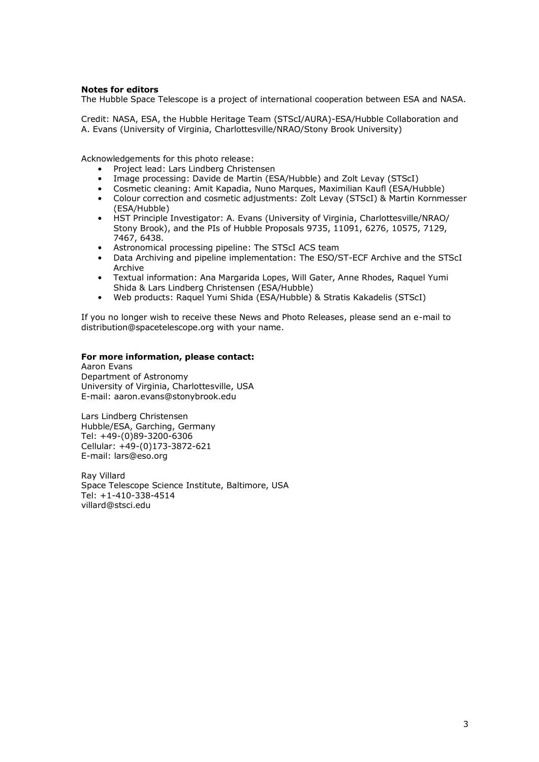**Notes for editors**
The Hubble Space Telescope is a project of international cooperation between ESA and NASA.

Credit: NASA, ESA, the Hubble Heritage Team (STScI/AURA)-ESA/Hubble Collaboration and A. Evans (University of Virginia, Charlottesville/NRAO/Stony Brook University)

Acknowledgements for this photo release:

- Project lead: Lars Lindberg Christensen
- Image processing: Davide de Martin (ESA/Hubble) and Zolt Levay (STScI)
- Cosmetic cleaning: Amit Kapadia, Nuno Marques, Maximilian Kaufl (ESA/Hubble)
- Colour correction and cosmetic adjustments: Zolt Levay (STScI) & Martin Kornmesser (ESA/Hubble)
- HST Principle Investigator: A. Evans (University of Virginia, Charlottesville/NRAO/ Stony Brook), and the PIs of Hubble Proposals 9735, 11091, 6276, 10575, 7129, 7467, 6438.
- Astronomical processing pipeline: The STScI ACS team
- Data Archiving and pipeline implementation: The ESO/ST-ECF Archive and the STScI Archive
- Textual information: Ana Margarida Lopes, Will Gater, Anne Rhodes, Raquel Yumi Shida & Lars Lindberg Christensen (ESA/Hubble)
- Web products: Raquel Yumi Shida (ESA/Hubble) & Stratis Kakadelis (STScI)

If you no longer wish to receive these News and Photo Releases, please send an e-mail to distribution@spacetelescope.org with your name.

**For more information, please contact:**
Aaron Evans
Department of Astronomy
University of Virginia, Charlottesville, USA
E-mail: aaron.evans@stonybrook.edu

Lars Lindberg Christensen
Hubble/ESA, Garching, Germany
Tel: +49-(0)89-3200-6306
Cellular: +49-(0)173-3872-621
E-mail: lars@eso.org

Ray Villard
Space Telescope Science Institute, Baltimore, USA
Tel: +1-410-338-4514
villard@stsci.edu